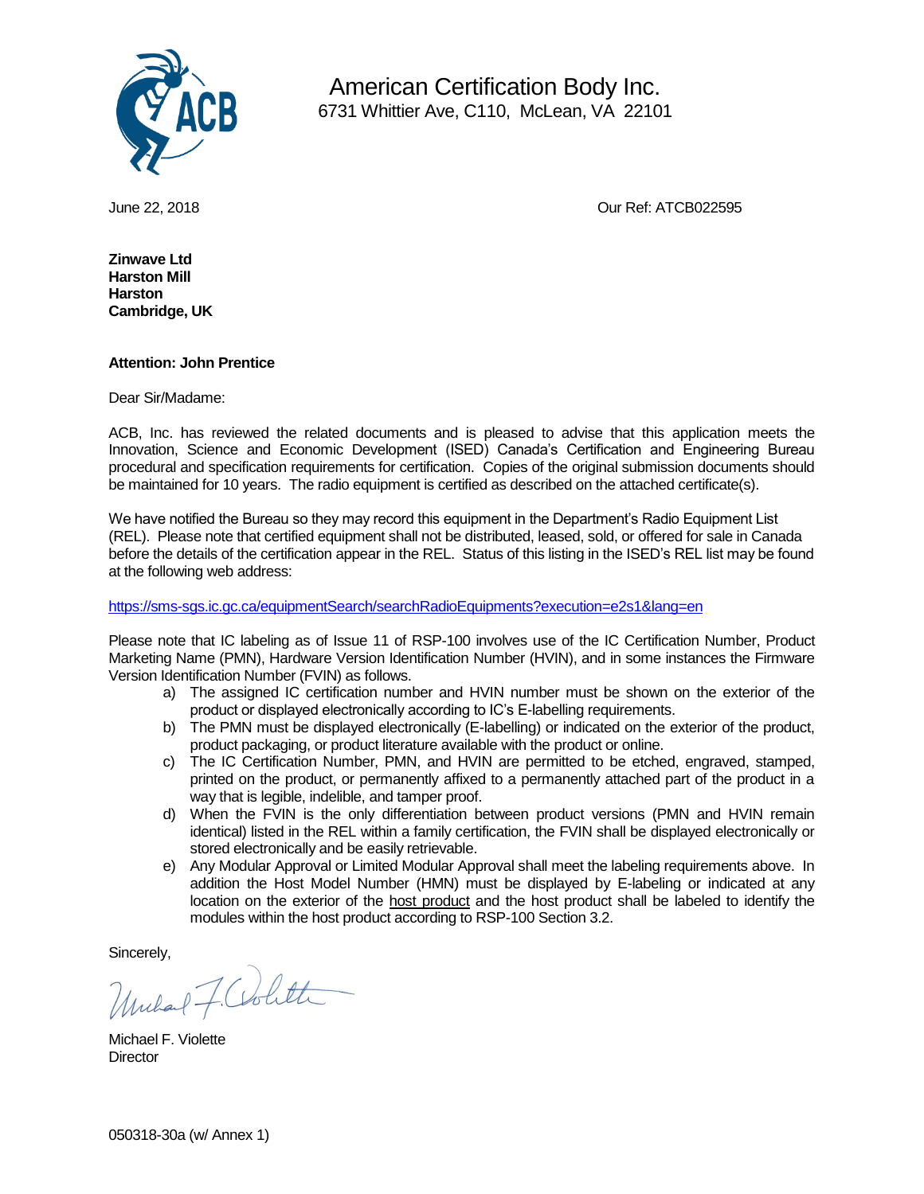# American Certification Body Inc.

6731 Whittier Ave, C110, McLean, VA 22101

June 22, 2018

Our Ref: ATCB022595

**Zinwave Ltd**
**Harston Mill**
**Harston**
**Cambridge, UK**

**Attention: John Prentice**

Dear Sir/Madame:

ACB, Inc. has reviewed the related documents and is pleased to advise that this application meets the Innovation, Science and Economic Development (ISED) Canada's Certification and Engineering Bureau procedural and specification requirements for certification. Copies of the original submission documents should be maintained for 10 years. The radio equipment is certified as described on the attached certificate(s).

We have notified the Bureau so they may record this equipment in the Department's Radio Equipment List (REL). Please note that certified equipment shall not be distributed, leased, sold, or offered for sale in Canada before the details of the certification appear in the REL. Status of this listing in the ISED's REL list may be found at the following web address:

https://sms-sgs.ic.gc.ca/equipmentSearch/searchRadioEquipments?execution=e2s1&lang=en

Please note that IC labeling as of Issue 11 of RSP-100 involves use of the IC Certification Number, Product Marketing Name (PMN), Hardware Version Identification Number (HVIN), and in some instances the Firmware Version Identification Number (FVIN) as follows.

a) The assigned IC certification number and HVIN number must be shown on the exterior of the product or displayed electronically according to IC's E-labelling requirements.
b) The PMN must be displayed electronically (E-labelling) or indicated on the exterior of the product, product packaging, or product literature available with the product or online.
c) The IC Certification Number, PMN, and HVIN are permitted to be etched, engraved, stamped, printed on the product, or permanently affixed to a permanently attached part of the product in a way that is legible, indelible, and tamper proof.
d) When the FVIN is the only differentiation between product versions (PMN and HVIN remain identical) listed in the REL within a family certification, the FVIN shall be displayed electronically or stored electronically and be easily retrievable.
e) Any Modular Approval or Limited Modular Approval shall meet the labeling requirements above. In addition the Host Model Number (HMN) must be displayed by E-labeling or indicated at any location on the exterior of the host product and the host product shall be labeled to identify the modules within the host product according to RSP-100 Section 3.2.

Sincerely,

Michael F. Violette
Director

050318-30a (w/ Annex 1)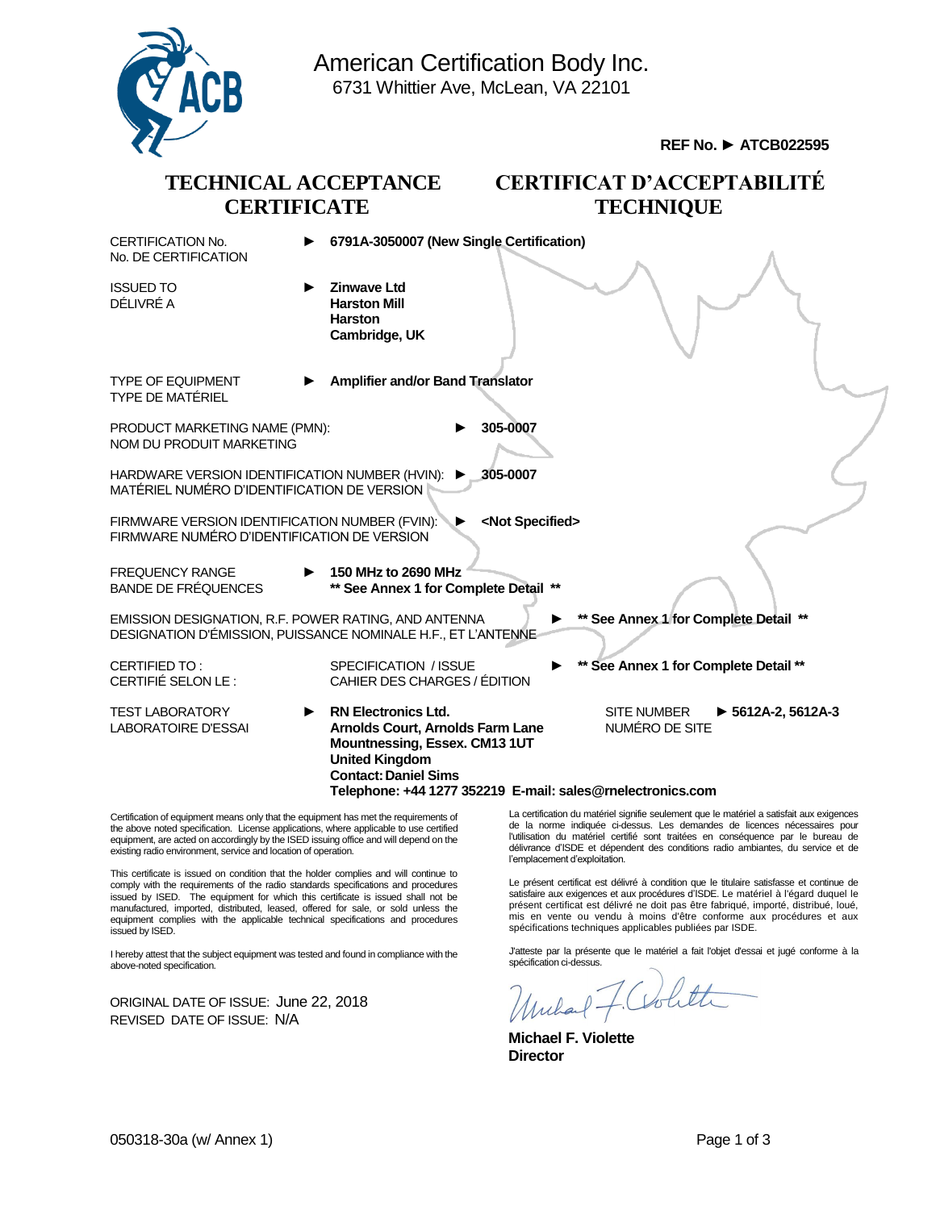American Certification Body Inc.
6731 Whittier Ave, McLean, VA 22101

**REF No. ► ATCB022595**

# TECHNICAL ACCEPTANCE CERTIFICATE

# CERTIFICAT D'ACCEPTABILITÉ TECHNIQUE

CERTIFICATION No.
No. DE CERTIFICATION ► **6791A-3050007 (New Single Certification)**

ISSUED TO
DÉLIVRÉ A ► **Zinwave Ltd**
**Harston Mill**
**Harston**
**Cambridge, UK**

TYPE OF EQUIPMENT
TYPE DE MATÉRIEL ► **Amplifier and/or Band Translator**

PRODUCT MARKETING NAME (PMN):
NOM DU PRODUIT MARKETING ► **305-0007**

HARDWARE VERSION IDENTIFICATION NUMBER (HVIN):
MATÉRIEL NUMÉRO D'IDENTIFICATION DE VERSION ► **305-0007**

FIRMWARE VERSION IDENTIFICATION NUMBER (FVIN):
FIRMWARE NUMÉRO D'IDENTIFICATION DE VERSION ► **<Not Specified>**

FREQUENCY RANGE
BANDE DE FRÉQUENCES ► **150 MHz to 2690 MHz**
**\*\* See Annex 1 for Complete Detail \*\***

EMISSION DESIGNATION, R.F. POWER RATING, AND ANTENNA
DESIGNATION D'ÉMISSION, PUISSANCE NOMINALE H.F., ET L'ANTENNE ► **\*\* See Annex 1 for Complete Detail \*\***

CERTIFIED TO :
CERTIFIÉ SELON LE : SPECIFICATION / ISSUE
CAHIER DES CHARGES / ÉDITION ► **\*\* See Annex 1 for Complete Detail \*\***

TEST LABORATORY
LABORATOIRE D'ESSAI ► **RN Electronics Ltd.**
**Arnolds Court, Arnolds Farm Lane**
**Mountnessing, Essex. CM13 1UT**
**United Kingdom**
**Contact: Daniel Sims**
**Telephone: +44 1277 352219 E-mail: sales@rnelectronics.com**

SITE NUMBER
NUMÉRO DE SITE ► **5612A-2, 5612A-3**

Certification of equipment means only that the equipment has met the requirements of the above noted specification. License applications, where applicable to use certified equipment, are acted on accordingly by the ISED issuing office and will depend on the existing radio environment, service and location of operation.

This certificate is issued on condition that the holder complies and will continue to comply with the requirements of the radio standards specifications and procedures issued by ISED. The equipment for which this certificate is issued shall not be manufactured, imported, distributed, leased, offered for sale, or sold unless the equipment complies with the applicable technical specifications and procedures issued by ISED.

I hereby attest that the subject equipment was tested and found in compliance with the above-noted specification.

ORIGINAL DATE OF ISSUE: June 22, 2018
REVISED DATE OF ISSUE: N/A

La certification du matériel signifie seulement que le matériel a satisfait aux exigences de la norme indiquée ci-dessus. Les demandes de licences nécessaires pour l'utilisation du matériel certifié sont traitées en conséquence par le bureau de délivrance d'ISDE et dépendent des conditions radio ambiantes, du service et de l'emplacement d'exploitation.

Le présent certificat est délivré à condition que le titulaire satisfasse et continue de satisfaire aux exigences et aux procédures d'ISDE. Le matériel à l'égard duquel le présent certificat est délivré ne doit pas être fabriqué, importé, distribué, loué, mis en vente ou vendu à moins d'être conforme aux spécifications techniques applicables publiées par ISDE.

J'atteste par la présente que le matériel a fait l'objet d'essai et jugé conforme à la spécification ci-dessus.

**Michael F. Violette**
**Director**

050318-30a (w/ Annex 1)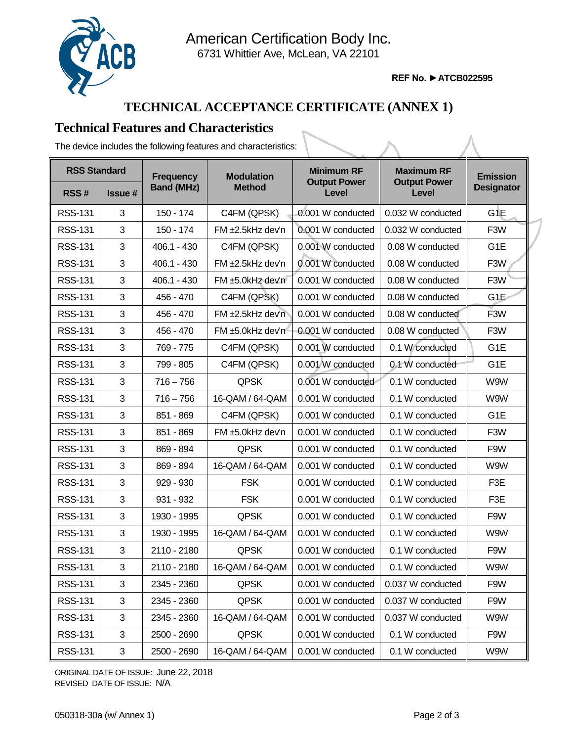American Certification Body Inc.
6731 Whittier Ave, McLean, VA 22101

**REF No. ►ATCB022595**

# TECHNICAL ACCEPTANCE CERTIFICATE (ANNEX 1)

## Technical Features and Characteristics

The device includes the following features and characteristics:

| RSS Standard | | Frequency Band (MHz) | Modulation Method | Minimum RF Output Power Level | Maximum RF Output Power Level | Emission Designator |
|---|---|---|---|---|---|---|
| RSS # | Issue # | | | | | |
| RSS-131 | 3 | 150 - 174 | C4FM (QPSK) | 0.001 W conducted | 0.032 W conducted | G1E |
| RSS-131 | 3 | 150 - 174 | FM ±2.5kHz dev'n | 0.001 W conducted | 0.032 W conducted | F3W |
| RSS-131 | 3 | 406.1 - 430 | C4FM (QPSK) | 0.001 W conducted | 0.08 W conducted | G1E |
| RSS-131 | 3 | 406.1 - 430 | FM ±2.5kHz dev'n | 0.001 W conducted | 0.08 W conducted | F3W |
| RSS-131 | 3 | 406.1 - 430 | FM ±5.0kHz dev'n | 0.001 W conducted | 0.08 W conducted | F3W |
| RSS-131 | 3 | 456 - 470 | C4FM (QPSK) | 0.001 W conducted | 0.08 W conducted | G1E |
| RSS-131 | 3 | 456 - 470 | FM ±2.5kHz dev'n | 0.001 W conducted | 0.08 W conducted | F3W |
| RSS-131 | 3 | 456 - 470 | FM ±5.0kHz dev'n | 0.001 W conducted | 0.08 W conducted | F3W |
| RSS-131 | 3 | 769 - 775 | C4FM (QPSK) | 0.001 W conducted | 0.1 W conducted | G1E |
| RSS-131 | 3 | 799 - 805 | C4FM (QPSK) | 0.001 W conducted | 0.1 W conducted | G1E |
| RSS-131 | 3 | 716 – 756 | QPSK | 0.001 W conducted | 0.1 W conducted | W9W |
| RSS-131 | 3 | 716 – 756 | 16-QAM / 64-QAM | 0.001 W conducted | 0.1 W conducted | W9W |
| RSS-131 | 3 | 851 - 869 | C4FM (QPSK) | 0.001 W conducted | 0.1 W conducted | G1E |
| RSS-131 | 3 | 851 - 869 | FM ±5.0kHz dev'n | 0.001 W conducted | 0.1 W conducted | F3W |
| RSS-131 | 3 | 869 - 894 | QPSK | 0.001 W conducted | 0.1 W conducted | F9W |
| RSS-131 | 3 | 869 - 894 | 16-QAM / 64-QAM | 0.001 W conducted | 0.1 W conducted | W9W |
| RSS-131 | 3 | 929 - 930 | FSK | 0.001 W conducted | 0.1 W conducted | F3E |
| RSS-131 | 3 | 931 - 932 | FSK | 0.001 W conducted | 0.1 W conducted | F3E |
| RSS-131 | 3 | 1930 - 1995 | QPSK | 0.001 W conducted | 0.1 W conducted | F9W |
| RSS-131 | 3 | 1930 - 1995 | 16-QAM / 64-QAM | 0.001 W conducted | 0.1 W conducted | W9W |
| RSS-131 | 3 | 2110 - 2180 | QPSK | 0.001 W conducted | 0.1 W conducted | F9W |
| RSS-131 | 3 | 2110 - 2180 | 16-QAM / 64-QAM | 0.001 W conducted | 0.1 W conducted | W9W |
| RSS-131 | 3 | 2345 - 2360 | QPSK | 0.001 W conducted | 0.037 W conducted | F9W |
| RSS-131 | 3 | 2345 - 2360 | QPSK | 0.001 W conducted | 0.037 W conducted | F9W |
| RSS-131 | 3 | 2345 - 2360 | 16-QAM / 64-QAM | 0.001 W conducted | 0.037 W conducted | W9W |
| RSS-131 | 3 | 2500 - 2690 | QPSK | 0.001 W conducted | 0.1 W conducted | F9W |
| RSS-131 | 3 | 2500 - 2690 | 16-QAM / 64-QAM | 0.001 W conducted | 0.1 W conducted | W9W |

ORIGINAL DATE OF ISSUE: June 22, 2018
REVISED DATE OF ISSUE: N/A

050318-30a (w/ Annex 1)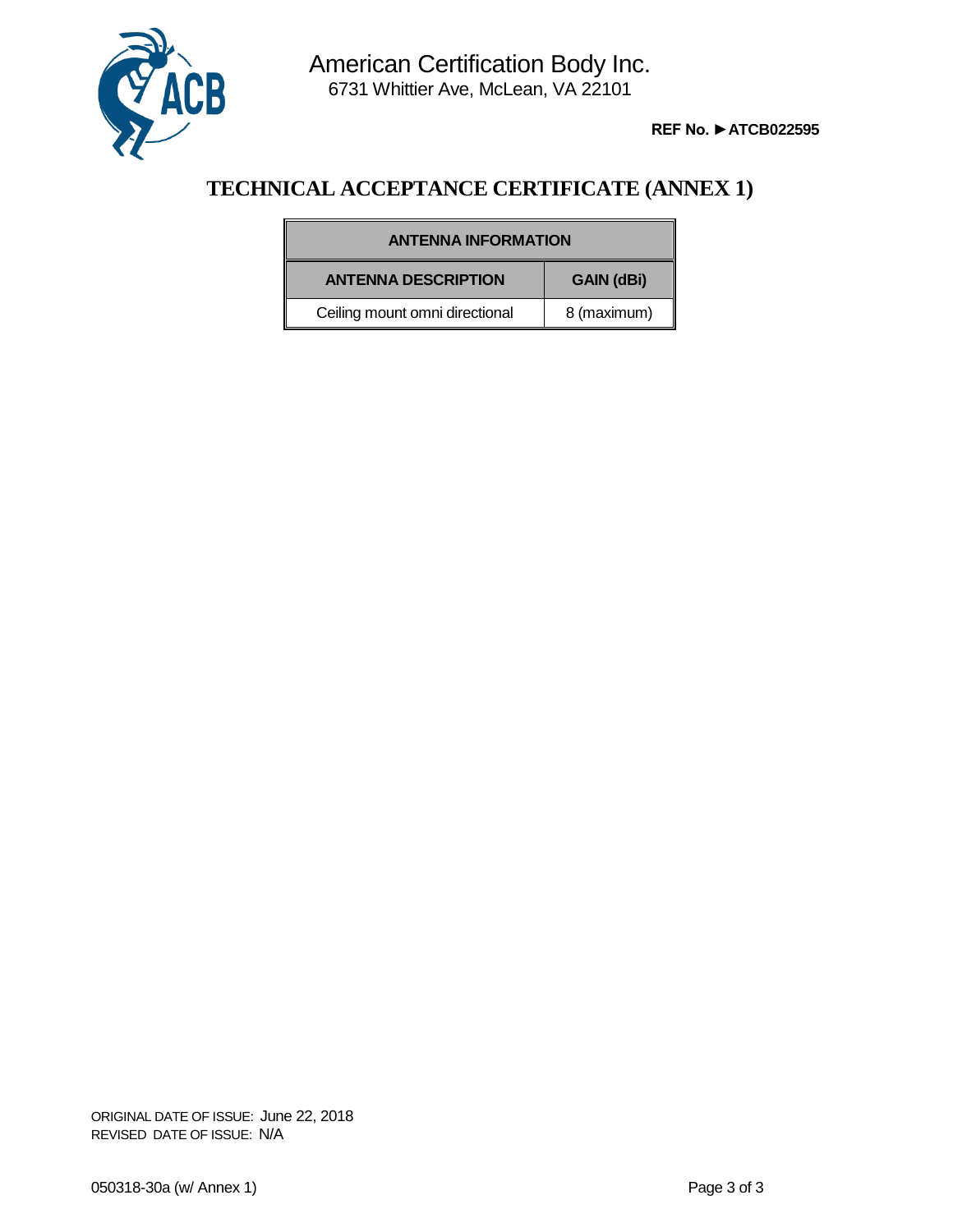American Certification Body Inc.
6731 Whittier Ave, McLean, VA 22101

**REF No. ►ATCB022595**

# TECHNICAL ACCEPTANCE CERTIFICATE (ANNEX 1)

| ANTENNA INFORMATION | |
|---|---|
| **ANTENNA DESCRIPTION** | **GAIN (dBi)** |
| Ceiling mount omni directional | 8 (maximum) |

ORIGINAL DATE OF ISSUE: June 22, 2018
REVISED DATE OF ISSUE: N/A

050318-30a (w/ Annex 1)